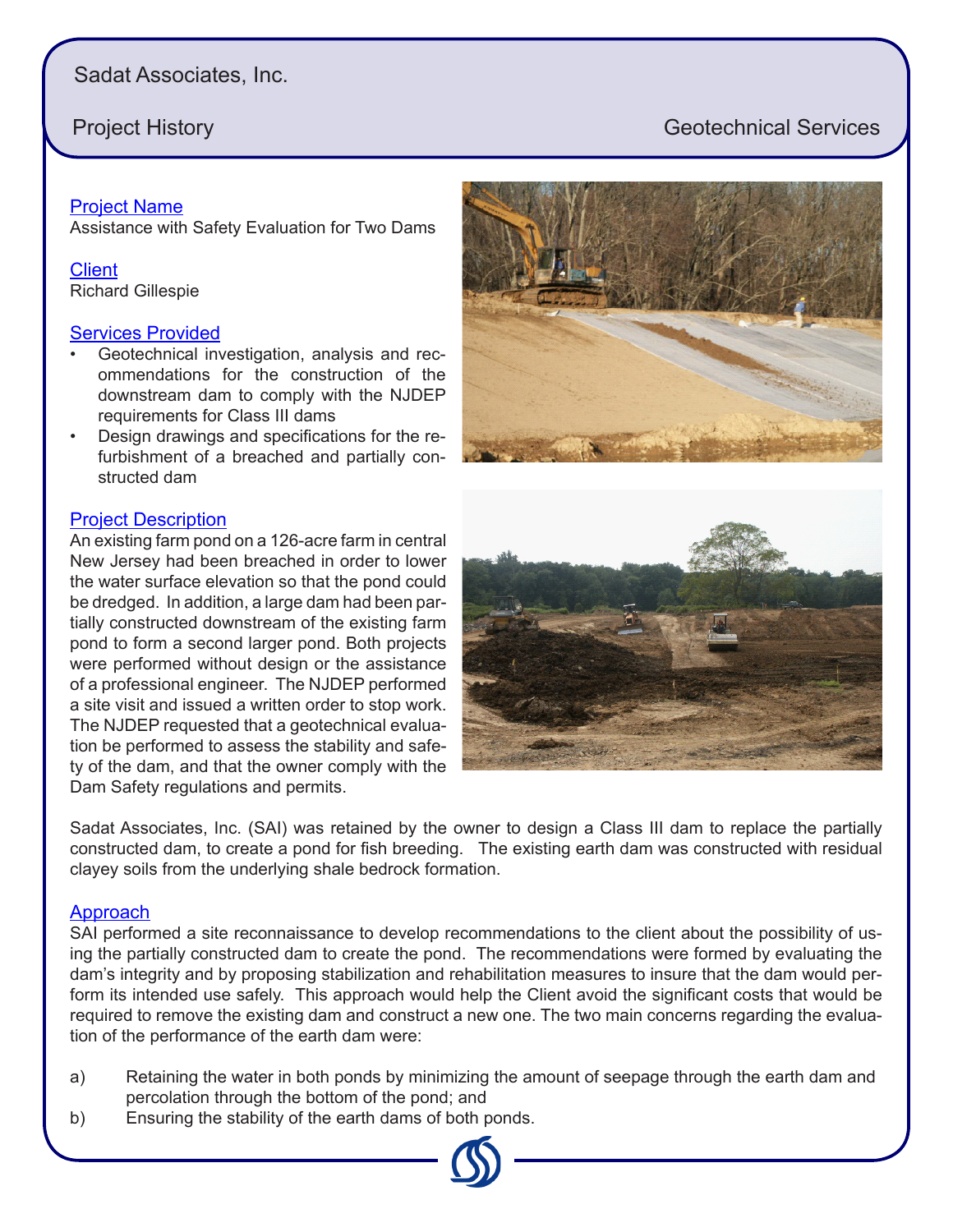Sadat Associates, Inc.

Project History

Geotechnical Services

## Project Name

Assistance with Safety Evaluation for Two Dams

## Client

Richard Gillespie

## Services Provided

- Geotechnical investigation, analysis and recommendations for the construction of the downstream dam to comply with the NJDEP requirements for Class III dams
- Design drawings and specifications for the refurbishment of a breached and partially constructed dam

## Project Description

An existing farm pond on a 126-acre farm in central New Jersey had been breached in order to lower the water surface elevation so that the pond could be dredged. In addition, a large dam had been partially constructed downstream of the existing farm pond to form a second larger pond. Both projects were performed without design or the assistance of a professional engineer. The NJDEP performed a site visit and issued a written order to stop work. The NJDEP requested that a geotechnical evaluation be performed to assess the stability and safety of the dam, and that the owner comply with the Dam Safety regulations and permits.

Sadat Associates, Inc. (SAI) was retained by the owner to design a Class III dam to replace the partially constructed dam, to create a pond for fish breeding. The existing earth dam was constructed with residual clayey soils from the underlying shale bedrock formation.

## Approach

SAI performed a site reconnaissance to develop recommendations to the client about the possibility of using the partially constructed dam to create the pond. The recommendations were formed by evaluating the dam's integrity and by proposing stabilization and rehabilitation measures to insure that the dam would perform its intended use safely. This approach would help the Client avoid the significant costs that would be required to remove the existing dam and construct a new one. The two main concerns regarding the evaluation of the performance of the earth dam were:

a) Retaining the water in both ponds by minimizing the amount of seepage through the earth dam and percolation through the bottom of the pond; and

b) Ensuring the stability of the earth dams of both ponds.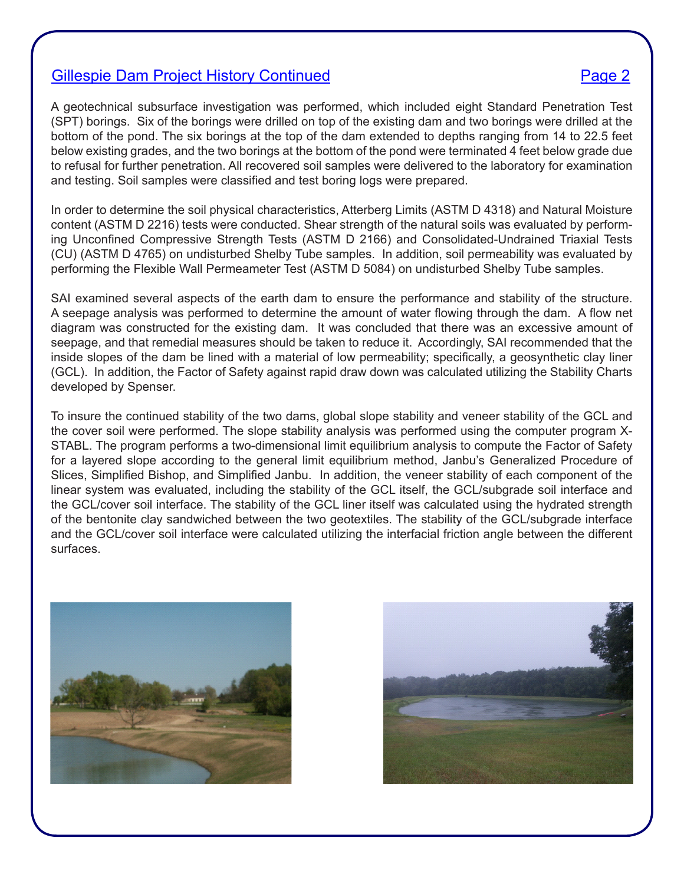## Gillespie Dam Project History Continued

A geotechnical subsurface investigation was performed, which included eight Standard Penetration Test (SPT) borings. Six of the borings were drilled on top of the existing dam and two borings were drilled at the bottom of the pond. The six borings at the top of the dam extended to depths ranging from 14 to 22.5 feet below existing grades, and the two borings at the bottom of the pond were terminated 4 feet below grade due to refusal for further penetration. All recovered soil samples were delivered to the laboratory for examination and testing. Soil samples were classified and test boring logs were prepared.

In order to determine the soil physical characteristics, Atterberg Limits (ASTM D 4318) and Natural Moisture content (ASTM D 2216) tests were conducted. Shear strength of the natural soils was evaluated by performing Unconfined Compressive Strength Tests (ASTM D 2166) and Consolidated-Undrained Triaxial Tests (CU) (ASTM D 4765) on undisturbed Shelby Tube samples. In addition, soil permeability was evaluated by performing the Flexible Wall Permeameter Test (ASTM D 5084) on undisturbed Shelby Tube samples.

SAI examined several aspects of the earth dam to ensure the performance and stability of the structure. A seepage analysis was performed to determine the amount of water flowing through the dam. A flow net diagram was constructed for the existing dam. It was concluded that there was an excessive amount of seepage, and that remedial measures should be taken to reduce it. Accordingly, SAI recommended that the inside slopes of the dam be lined with a material of low permeability; specifically, a geosynthetic clay liner (GCL). In addition, the Factor of Safety against rapid draw down was calculated utilizing the Stability Charts developed by Spenser.

To insure the continued stability of the two dams, global slope stability and veneer stability of the GCL and the cover soil were performed. The slope stability analysis was performed using the computer program X-STABL. The program performs a two-dimensional limit equilibrium analysis to compute the Factor of Safety for a layered slope according to the general limit equilibrium method, Janbu's Generalized Procedure of Slices, Simplified Bishop, and Simplified Janbu. In addition, the veneer stability of each component of the linear system was evaluated, including the stability of the GCL itself, the GCL/subgrade soil interface and the GCL/cover soil interface. The stability of the GCL liner itself was calculated using the hydrated strength of the bentonite clay sandwiched between the two geotextiles. The stability of the GCL/subgrade interface and the GCL/cover soil interface were calculated utilizing the interfacial friction angle between the different surfaces.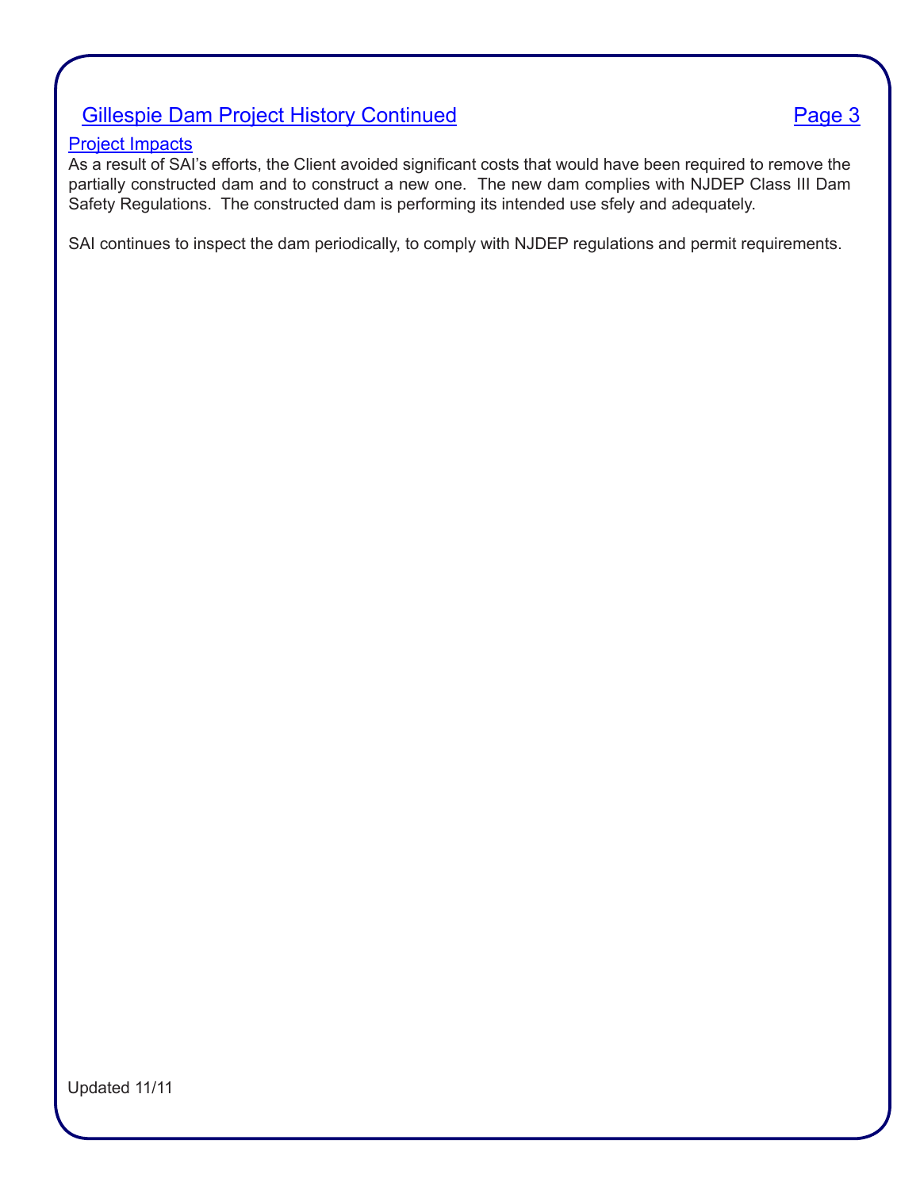## Gillespie Dam Project History Continued

### Project Impacts

As a result of SAI's efforts, the Client avoided significant costs that would have been required to remove the partially constructed dam and to construct a new one. The new dam complies with NJDEP Class III Dam Safety Regulations. The constructed dam is performing its intended use sfely and adequately.

SAI continues to inspect the dam periodically, to comply with NJDEP regulations and permit requirements.

Updated 11/11